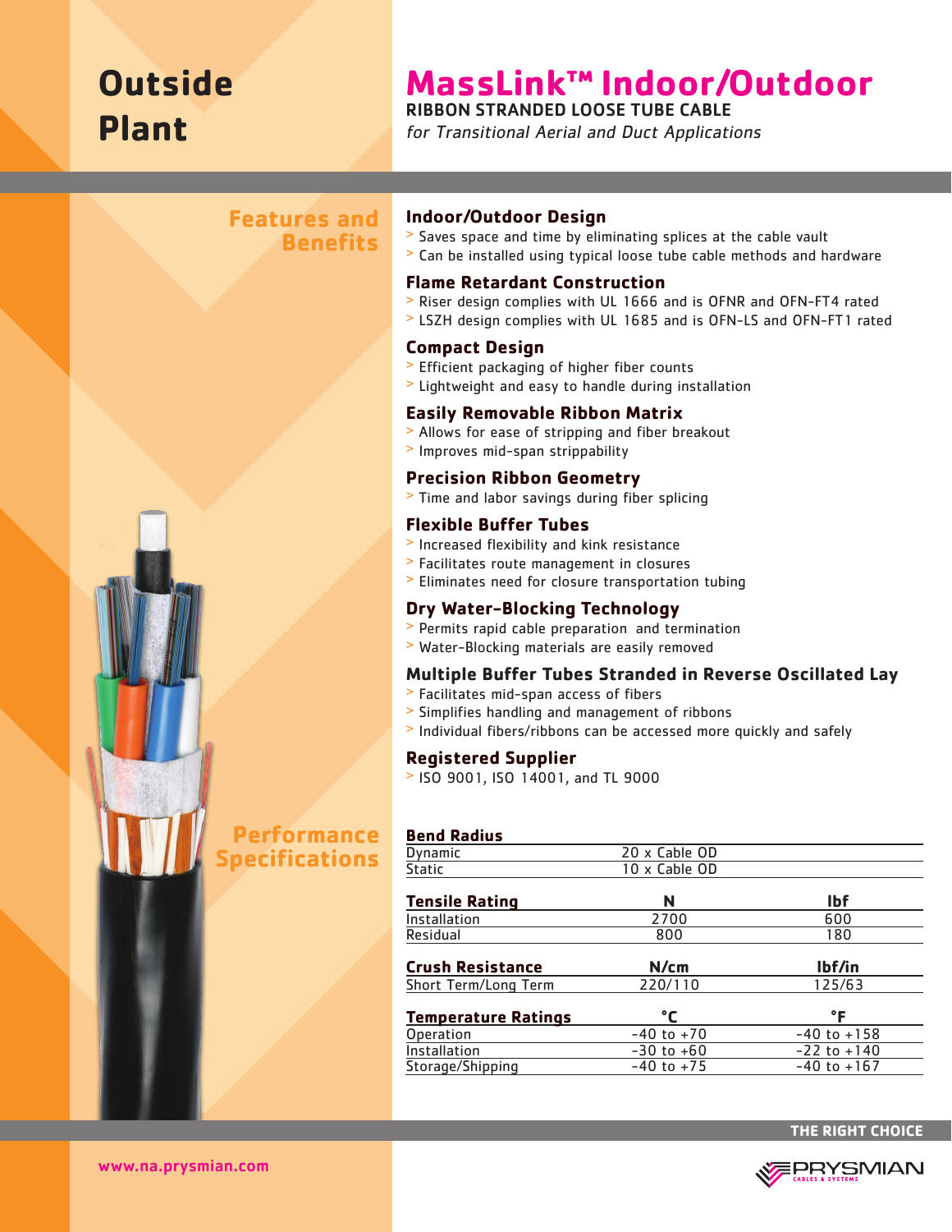# Outside Plant

# MassLink™ Indoor/Outdoor

**RIBBON STRANDED LOOSE TUBE CABLE**

*for Transitional Aerial and Duct Applications*

## Features and Benefits

### Indoor/Outdoor Design
- Saves space and time by eliminating splices at the cable vault
- Can be installed using typical loose tube cable methods and hardware

### Flame Retardant Construction
- Riser design complies with UL 1666 and is OFNR and OFN-FT4 rated
- LSZH design complies with UL 1685 and is OFN-LS and OFN-FT1 rated

### Compact Design
- Efficient packaging of higher fiber counts
- Lightweight and easy to handle during installation

### Easily Removable Ribbon Matrix
- Allows for ease of stripping and fiber breakout
- Improves mid-span strippability

### Precision Ribbon Geometry
- Time and labor savings during fiber splicing

### Flexible Buffer Tubes
- Increased flexibility and kink resistance
- Facilitates route management in closures
- Eliminates need for closure transportation tubing

### Dry Water-Blocking Technology
- Permits rapid cable preparation and termination
- Water-Blocking materials are easily removed

### Multiple Buffer Tubes Stranded in Reverse Oscillated Lay
- Facilitates mid-span access of fibers
- Simplifies handling and management of ribbons
- Individual fibers/ribbons can be accessed more quickly and safely

### Registered Supplier
- ISO 9001, ISO 14001, and TL 9000

## Performance Specifications

| Bend Radius | |
|---|---|
| Dynamic | 20 x Cable OD |
| Static | 10 x Cable OD |

| Tensile Rating | N | lbf |
|---|---|---|
| Installation | 2700 | 600 |
| Residual | 800 | 180 |

| Crush Resistance | N/cm | lbf/in |
|---|---|---|
| Short Term/Long Term | 220/110 | 125/63 |

| Temperature Ratings | °C | °F |
|---|---|---|
| Operation | -40 to +70 | -40 to +158 |
| Installation | -30 to +60 | -22 to +140 |
| Storage/Shipping | -40 to +75 | -40 to +167 |

THE RIGHT CHOICE

www.na.prysmian.com

PRYSMIAN CABLES & SYSTEMS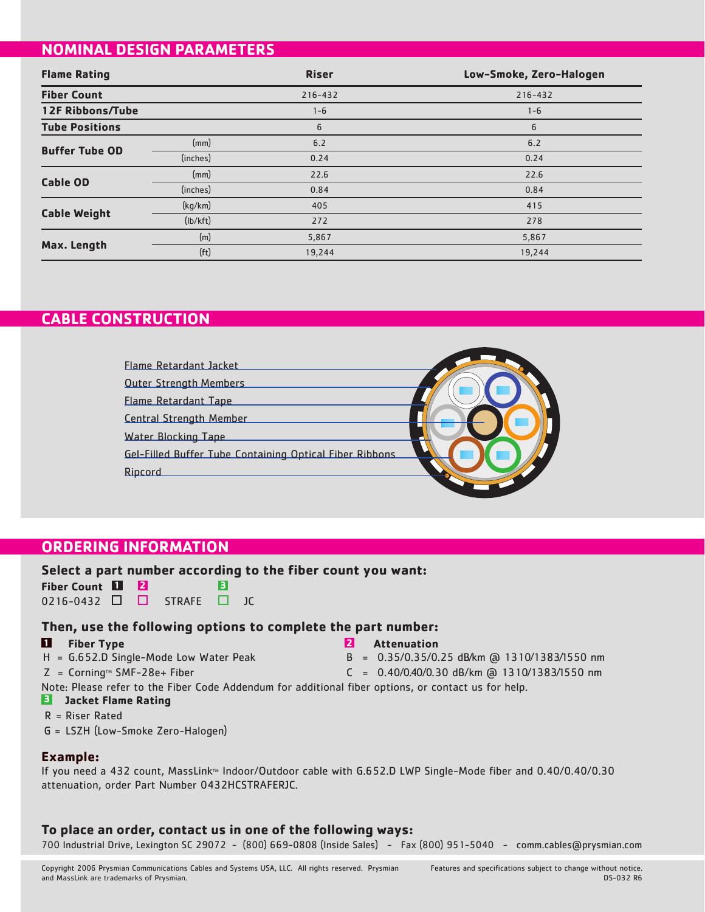## NOMINAL DESIGN PARAMETERS

| Flame Rating | | Riser | Low-Smoke, Zero-Halogen |
|---|---|---|---|
| **Fiber Count** | | 216-432 | 216-432 |
| **12F Ribbons/Tube** | | 1-6 | 1-6 |
| **Tube Positions** | | 6 | 6 |
| **Buffer Tube OD** | (mm) | 6.2 | 6.2 |
| | (inches) | 0.24 | 0.24 |
| **Cable OD** | (mm) | 22.6 | 22.6 |
| | (inches) | 0.84 | 0.84 |
| **Cable Weight** | (kg/km) | 405 | 415 |
| | (lb/kft) | 272 | 278 |
| **Max. Length** | (m) | 5,867 | 5,867 |
| | (ft) | 19,244 | 19,244 |

## CABLE CONSTRUCTION

Flame Retardant Jacket

Outer Strength Members

Flame Retardant Tape

Central Strength Member

Water Blocking Tape

Gel-Filled Buffer Tube Containing Optical Fiber Ribbons

Ripcord

## ORDERING INFORMATION

### Select a part number according to the fiber count you want:

**Fiber Count** 1 2 3

0216-0432 ☐ ☐ STRAFE ☐ JC

### Then, use the following options to complete the part number:

**1 Fiber Type**

H = G.652.D Single-Mode Low Water Peak

Z = Corning™ SMF-28e+ Fiber

**2 Attenuation**

B = 0.35/0.35/0.25 dB/km @ 1310/1383/1550 nm

C = 0.40/0.40/0.30 dB/km @ 1310/1383/1550 nm

Note: Please refer to the Fiber Code Addendum for additional fiber options, or contact us for help.

**3 Jacket Flame Rating**

R = Riser Rated

G = LSZH (Low-Smoke Zero-Halogen)

### Example:

If you need a 432 count, MassLink™ Indoor/Outdoor cable with G.652.D LWP Single-Mode fiber and 0.40/0.40/0.30 attenuation, order Part Number 0432HCSTRAFERJC.

### To place an order, contact us in one of the following ways:

700 Industrial Drive, Lexington SC 29072 - (800) 669-0808 (Inside Sales) - Fax (800) 951-5040 - comm.cables@prysmian.com

Copyright 2006 Prysmian Communications Cables and Systems USA, LLC. All rights reserved. Prysmian and MassLink are trademarks of Prysmian.

Features and specifications subject to change without notice.
DS-032 R6